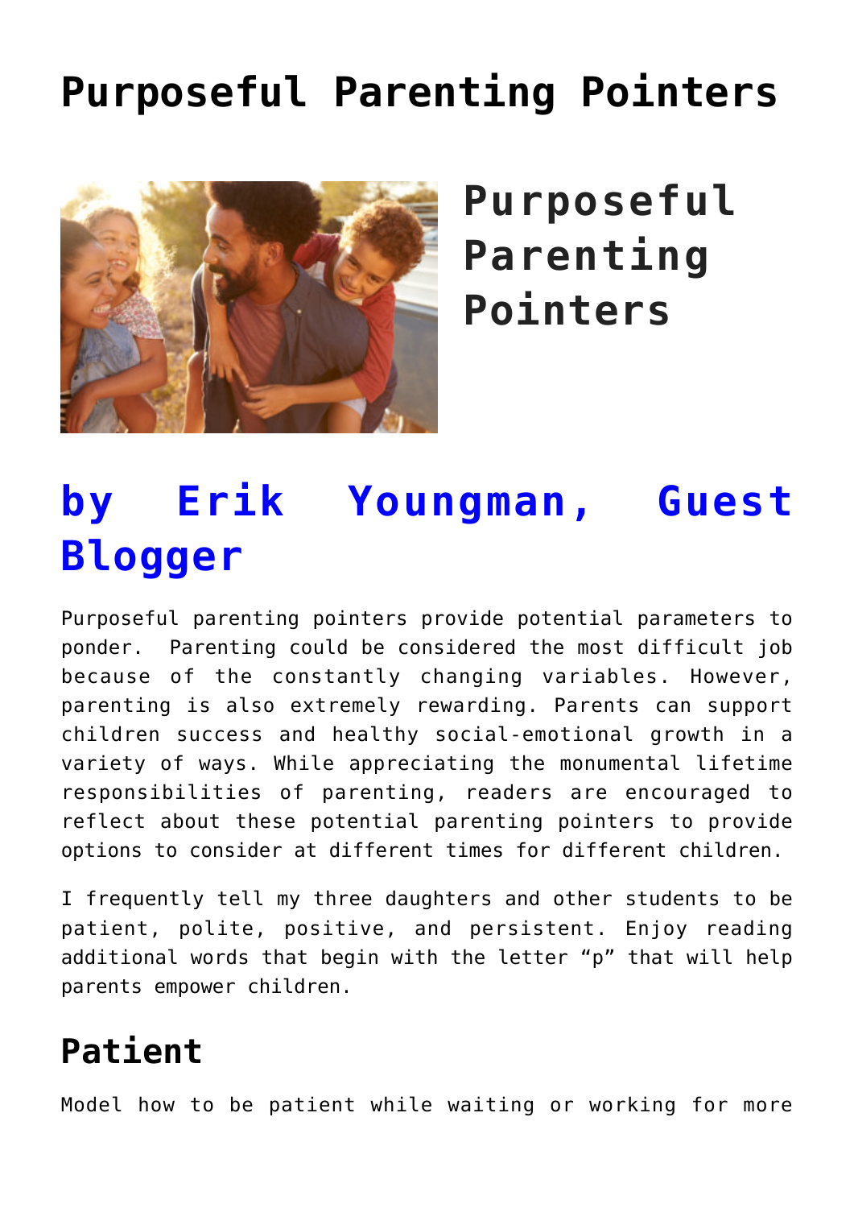# Purposeful Parenting Pointers

## Purposeful Parenting Pointers

## by Erik Youngman, Guest Blogger

Purposeful parenting pointers provide potential parameters to ponder. Parenting could be considered the most difficult job because of the constantly changing variables. However, parenting is also extremely rewarding. Parents can support children success and healthy social-emotional growth in a variety of ways. While appreciating the monumental lifetime responsibilities of parenting, readers are encouraged to reflect about these potential parenting pointers to provide options to consider at different times for different children.

I frequently tell my three daughters and other students to be patient, polite, positive, and persistent. Enjoy reading additional words that begin with the letter "p" that will help parents empower children.

## Patient

Model how to be patient while waiting or working for more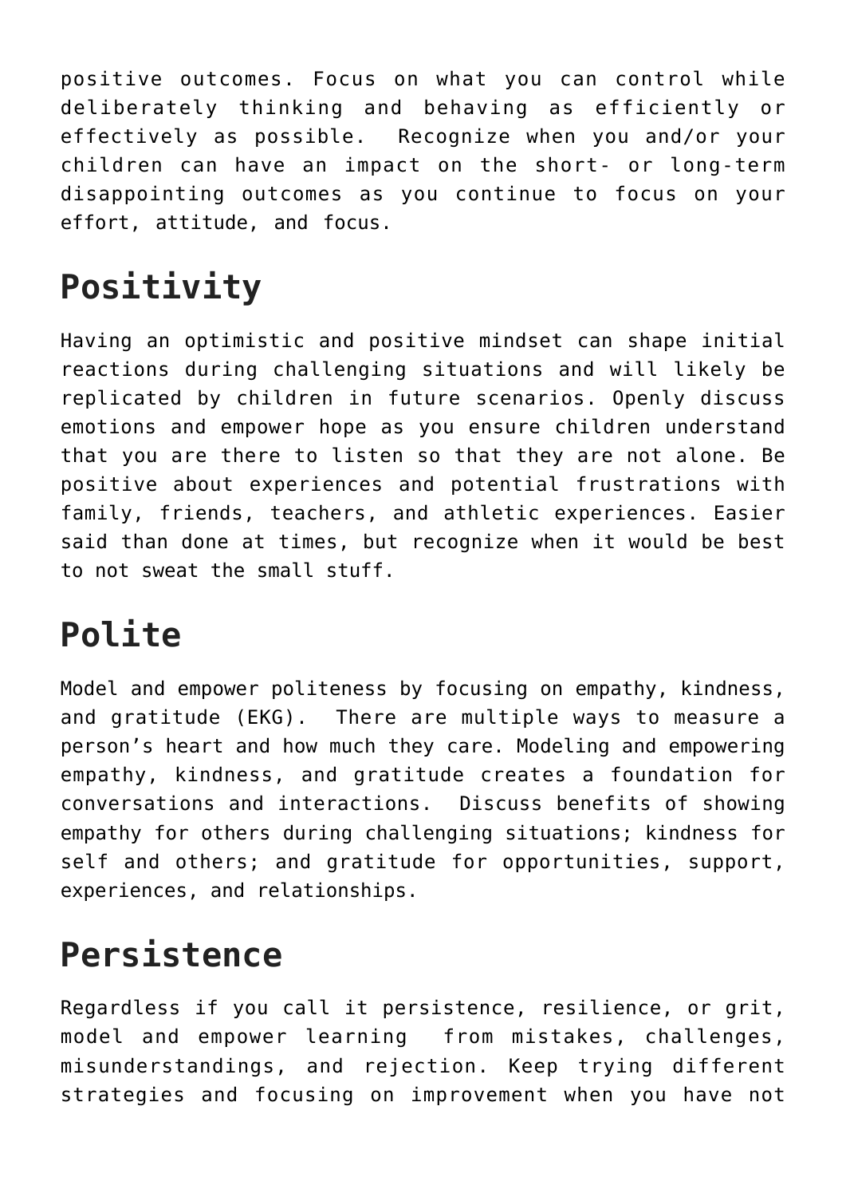positive outcomes. Focus on what you can control while deliberately thinking and behaving as efficiently or effectively as possible.  Recognize when you and/or your children can have an impact on the short- or long-term disappointing outcomes as you continue to focus on your effort, attitude, and focus.

## Positivity

Having an optimistic and positive mindset can shape initial reactions during challenging situations and will likely be replicated by children in future scenarios. Openly discuss emotions and empower hope as you ensure children understand that you are there to listen so that they are not alone. Be positive about experiences and potential frustrations with family, friends, teachers, and athletic experiences. Easier said than done at times, but recognize when it would be best to not sweat the small stuff.

## Polite

Model and empower politeness by focusing on empathy, kindness, and gratitude (EKG).  There are multiple ways to measure a person's heart and how much they care. Modeling and empowering empathy, kindness, and gratitude creates a foundation for conversations and interactions.  Discuss benefits of showing empathy for others during challenging situations; kindness for self and others; and gratitude for opportunities, support, experiences, and relationships.

## Persistence

Regardless if you call it persistence, resilience, or grit, model and empower learning  from mistakes, challenges, misunderstandings, and rejection. Keep trying different strategies and focusing on improvement when you have not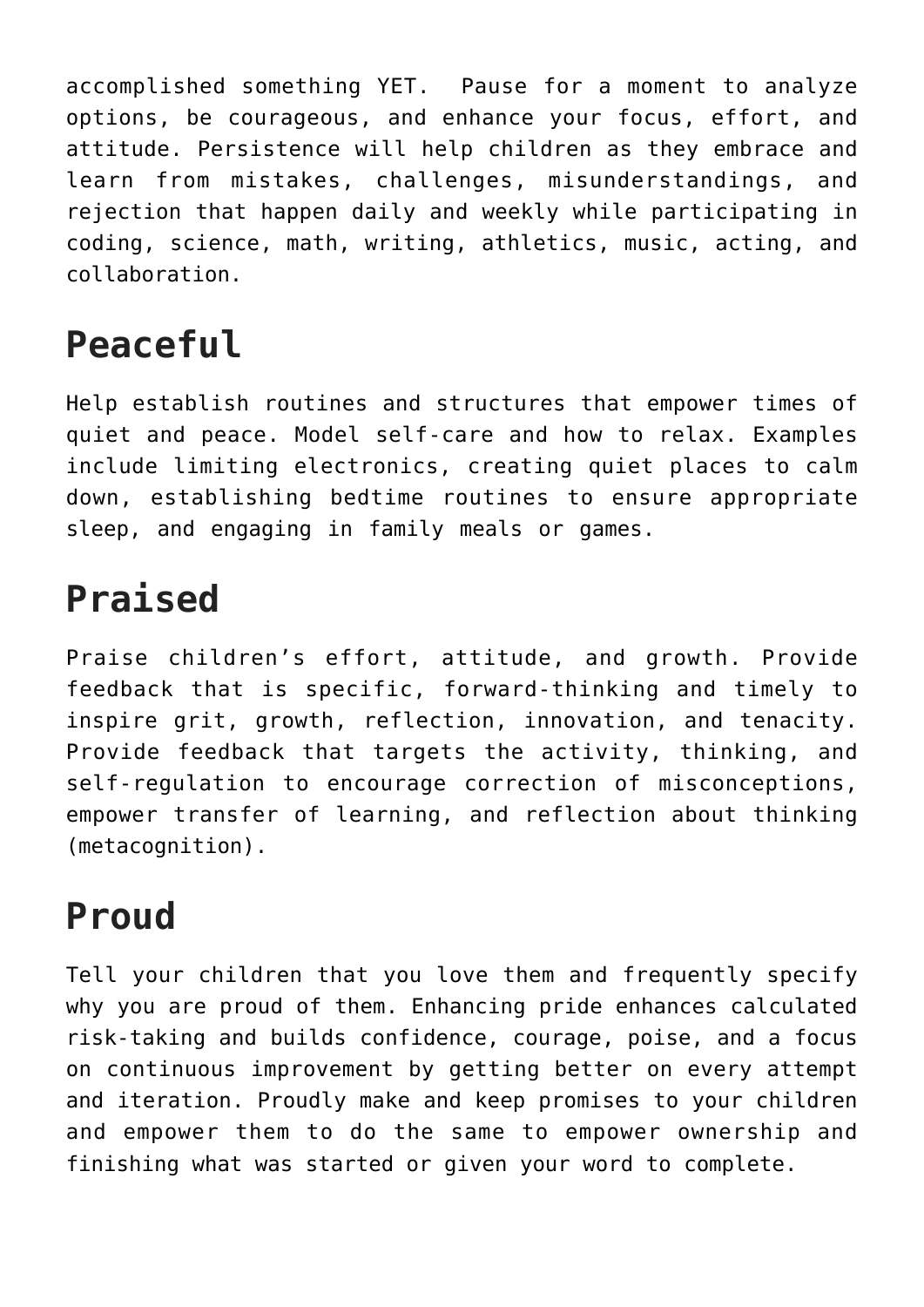accomplished something YET. Pause for a moment to analyze options, be courageous, and enhance your focus, effort, and attitude. Persistence will help children as they embrace and learn from mistakes, challenges, misunderstandings, and rejection that happen daily and weekly while participating in coding, science, math, writing, athletics, music, acting, and collaboration.

## Peaceful

Help establish routines and structures that empower times of quiet and peace. Model self-care and how to relax. Examples include limiting electronics, creating quiet places to calm down, establishing bedtime routines to ensure appropriate sleep, and engaging in family meals or games.

## Praised

Praise children's effort, attitude, and growth. Provide feedback that is specific, forward-thinking and timely to inspire grit, growth, reflection, innovation, and tenacity. Provide feedback that targets the activity, thinking, and self-regulation to encourage correction of misconceptions, empower transfer of learning, and reflection about thinking (metacognition).

## Proud

Tell your children that you love them and frequently specify why you are proud of them. Enhancing pride enhances calculated risk-taking and builds confidence, courage, poise, and a focus on continuous improvement by getting better on every attempt and iteration. Proudly make and keep promises to your children and empower them to do the same to empower ownership and finishing what was started or given your word to complete.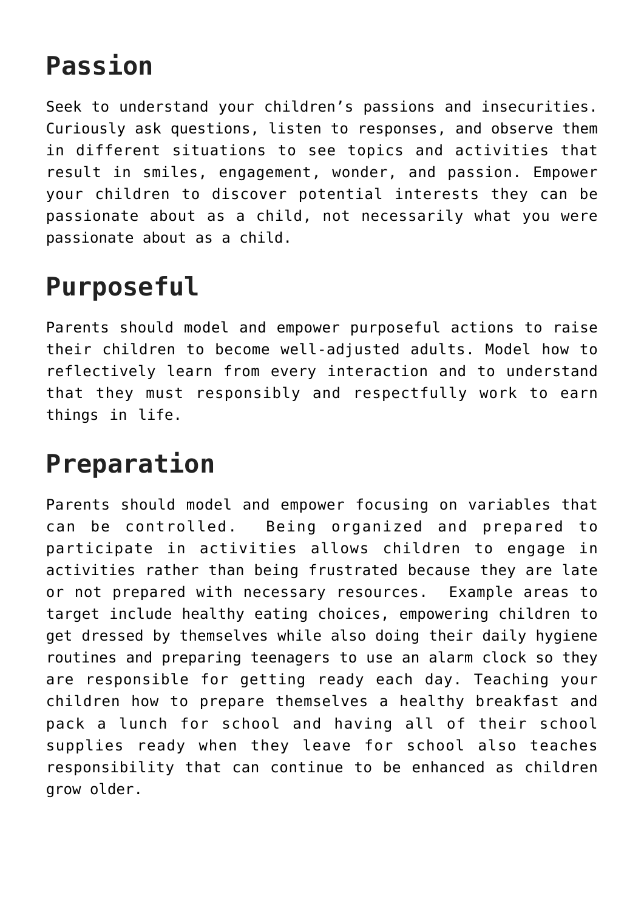## Passion

Seek to understand your children’s passions and insecurities. Curiously ask questions, listen to responses, and observe them in different situations to see topics and activities that result in smiles, engagement, wonder, and passion. Empower your children to discover potential interests they can be passionate about as a child, not necessarily what you were passionate about as a child.

## Purposeful

Parents should model and empower purposeful actions to raise their children to become well-adjusted adults. Model how to reflectively learn from every interaction and to understand that they must responsibly and respectfully work to earn things in life.

## Preparation

Parents should model and empower focusing on variables that can be controlled. Being organized and prepared to participate in activities allows children to engage in activities rather than being frustrated because they are late or not prepared with necessary resources. Example areas to target include healthy eating choices, empowering children to get dressed by themselves while also doing their daily hygiene routines and preparing teenagers to use an alarm clock so they are responsible for getting ready each day. Teaching your children how to prepare themselves a healthy breakfast and pack a lunch for school and having all of their school supplies ready when they leave for school also teaches responsibility that can continue to be enhanced as children grow older.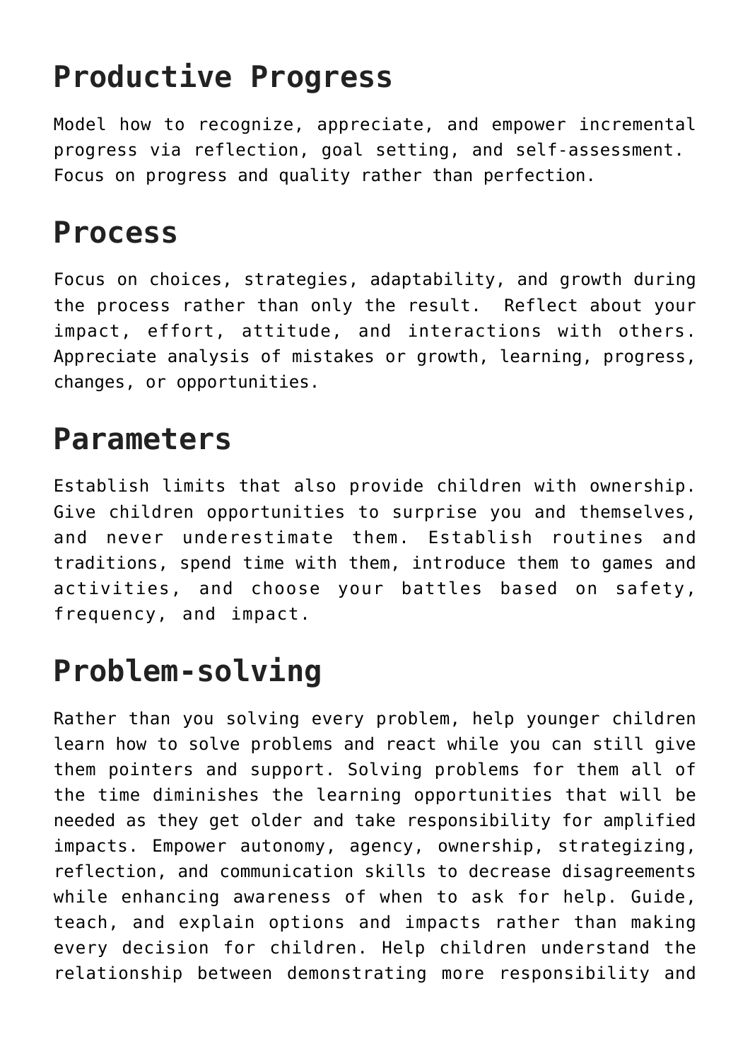## Productive Progress

Model how to recognize, appreciate, and empower incremental progress via reflection, goal setting, and self-assessment. Focus on progress and quality rather than perfection.

## Process

Focus on choices, strategies, adaptability, and growth during the process rather than only the result. Reflect about your impact, effort, attitude, and interactions with others. Appreciate analysis of mistakes or growth, learning, progress, changes, or opportunities.

## Parameters

Establish limits that also provide children with ownership. Give children opportunities to surprise you and themselves, and never underestimate them. Establish routines and traditions, spend time with them, introduce them to games and activities, and choose your battles based on safety, frequency, and impact.

## Problem-solving

Rather than you solving every problem, help younger children learn how to solve problems and react while you can still give them pointers and support. Solving problems for them all of the time diminishes the learning opportunities that will be needed as they get older and take responsibility for amplified impacts. Empower autonomy, agency, ownership, strategizing, reflection, and communication skills to decrease disagreements while enhancing awareness of when to ask for help. Guide, teach, and explain options and impacts rather than making every decision for children. Help children understand the relationship between demonstrating more responsibility and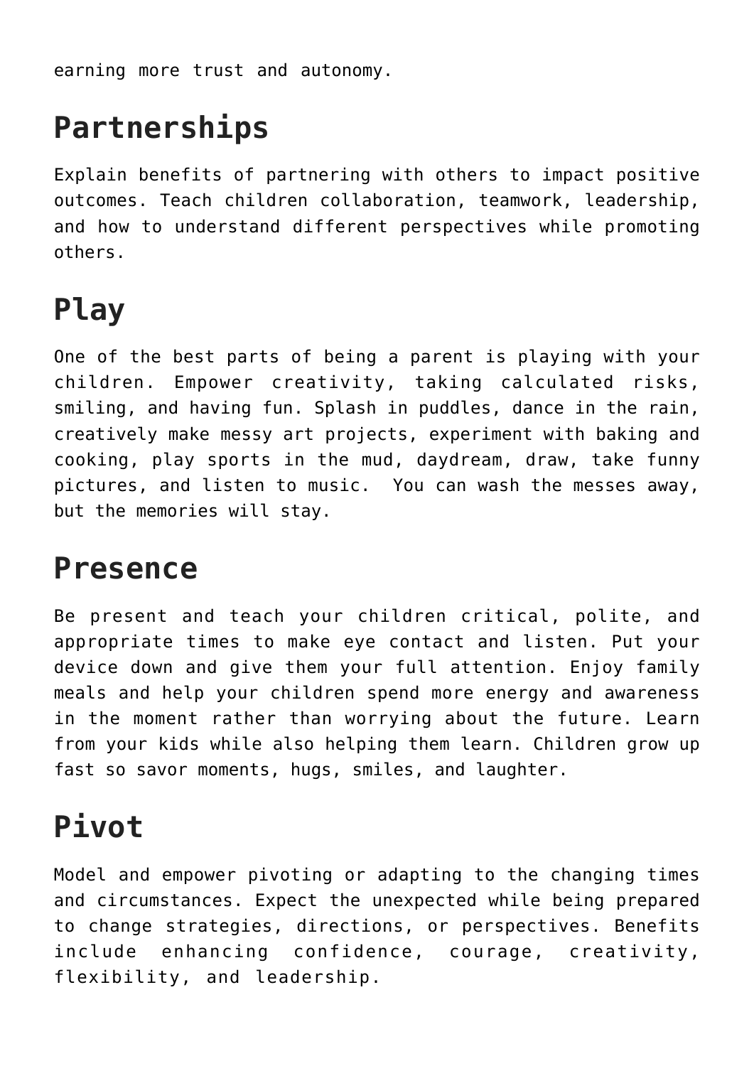earning more trust and autonomy.

## Partnerships

Explain benefits of partnering with others to impact positive outcomes. Teach children collaboration, teamwork, leadership, and how to understand different perspectives while promoting others.

## Play

One of the best parts of being a parent is playing with your children. Empower creativity, taking calculated risks, smiling, and having fun. Splash in puddles, dance in the rain, creatively make messy art projects, experiment with baking and cooking, play sports in the mud, daydream, draw, take funny pictures, and listen to music. You can wash the messes away, but the memories will stay.

## Presence

Be present and teach your children critical, polite, and appropriate times to make eye contact and listen. Put your device down and give them your full attention. Enjoy family meals and help your children spend more energy and awareness in the moment rather than worrying about the future. Learn from your kids while also helping them learn. Children grow up fast so savor moments, hugs, smiles, and laughter.

## Pivot

Model and empower pivoting or adapting to the changing times and circumstances. Expect the unexpected while being prepared to change strategies, directions, or perspectives. Benefits include enhancing confidence, courage, creativity, flexibility, and leadership.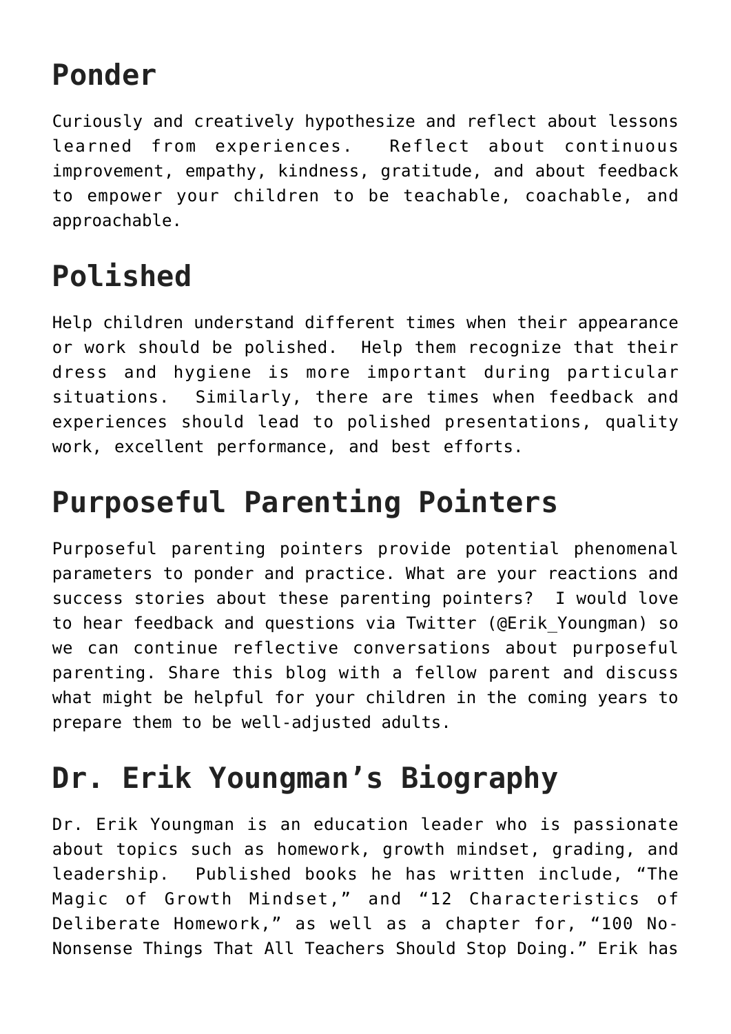## Ponder

Curiously and creatively hypothesize and reflect about lessons learned from experiences. Reflect about continuous improvement, empathy, kindness, gratitude, and about feedback to empower your children to be teachable, coachable, and approachable.

## Polished

Help children understand different times when their appearance or work should be polished. Help them recognize that their dress and hygiene is more important during particular situations. Similarly, there are times when feedback and experiences should lead to polished presentations, quality work, excellent performance, and best efforts.

## Purposeful Parenting Pointers

Purposeful parenting pointers provide potential phenomenal parameters to ponder and practice. What are your reactions and success stories about these parenting pointers? I would love to hear feedback and questions via Twitter (@Erik_Youngman) so we can continue reflective conversations about purposeful parenting. Share this blog with a fellow parent and discuss what might be helpful for your children in the coming years to prepare them to be well-adjusted adults.

## Dr. Erik Youngman's Biography

Dr. Erik Youngman is an education leader who is passionate about topics such as homework, growth mindset, grading, and leadership. Published books he has written include, "The Magic of Growth Mindset," and "12 Characteristics of Deliberate Homework," as well as a chapter for, "100 No-Nonsense Things That All Teachers Should Stop Doing." Erik has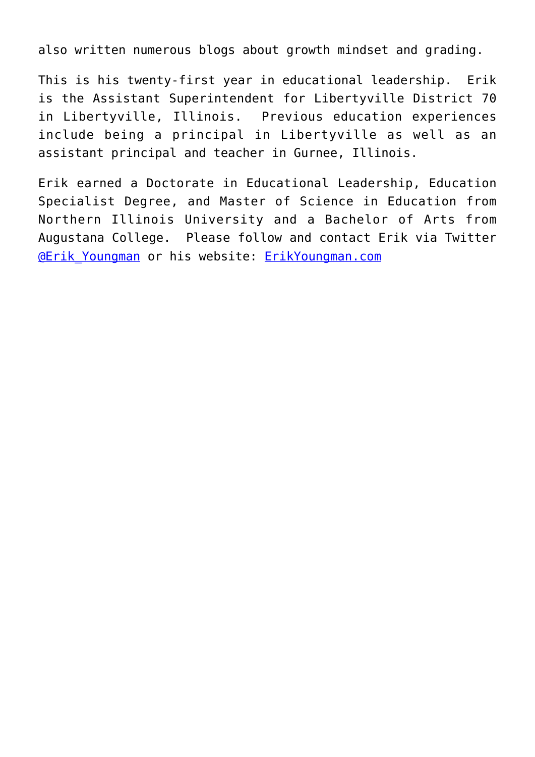also written numerous blogs about growth mindset and grading.

This is his twenty-first year in educational leadership. Erik is the Assistant Superintendent for Libertyville District 70 in Libertyville, Illinois. Previous education experiences include being a principal in Libertyville as well as an assistant principal and teacher in Gurnee, Illinois.

Erik earned a Doctorate in Educational Leadership, Education Specialist Degree, and Master of Science in Education from Northern Illinois University and a Bachelor of Arts from Augustana College. Please follow and contact Erik via Twitter [@Erik_Youngman] or his website: [ErikYoungman.com]